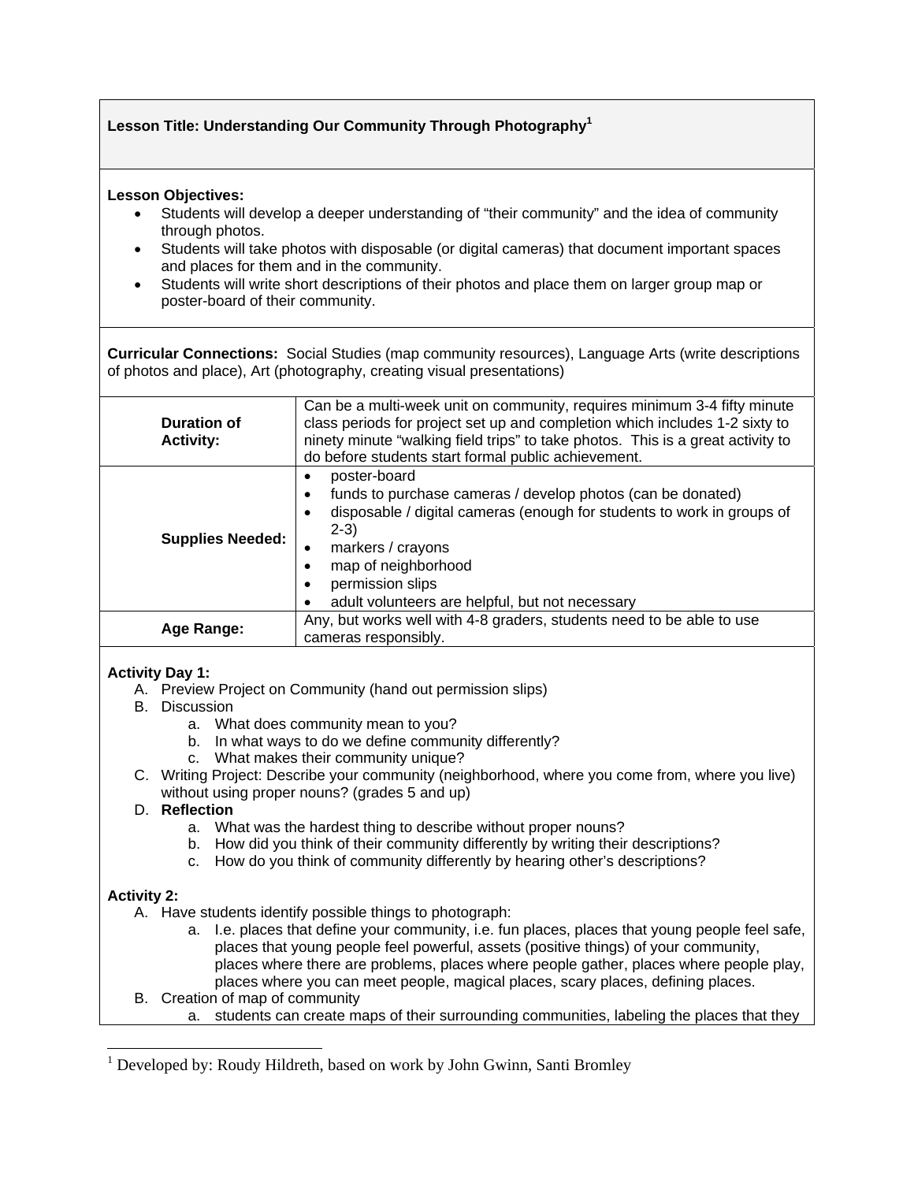## Lesson Title: Understanding Our Community Through Photography[1]

**Lesson Objectives:**

- Students will develop a deeper understanding of "their community" and the idea of community through photos.
- Students will take photos with disposable (or digital cameras) that document important spaces and places for them and in the community.
- Students will write short descriptions of their photos and place them on larger group map or poster-board of their community.

**Curricular Connections:** Social Studies (map community resources), Language Arts (write descriptions of photos and place), Art (photography, creating visual presentations)

| | |
|---|---|
| **Duration of Activity:** | Can be a multi-week unit on community, requires minimum 3-4 fifty minute class periods for project set up and completion which includes 1-2 sixty to ninety minute "walking field trips" to take photos. This is a great activity to do before students start formal public achievement. |
| **Supplies Needed:** | • poster-board<br>• funds to purchase cameras / develop photos (can be donated)<br>• disposable / digital cameras (enough for students to work in groups of 2-3)<br>• markers / crayons<br>• map of neighborhood<br>• permission slips<br>• adult volunteers are helpful, but not necessary |
| **Age Range:** | Any, but works well with 4-8 graders, students need to be able to use cameras responsibly. |

**Activity Day 1:**

A. Preview Project on Community (hand out permission slips)

B. Discussion
   a. What does community mean to you?
   b. In what ways to do we define community differently?
   c. What makes their community unique?

C. Writing Project: Describe your community (neighborhood, where you come from, where you live) without using proper nouns? (grades 5 and up)

D. **Reflection**
   a. What was the hardest thing to describe without proper nouns?
   b. How did you think of their community differently by writing their descriptions?
   c. How do you think of community differently by hearing other's descriptions?

**Activity 2:**

A. Have students identify possible things to photograph:
   a. I.e. places that define your community, i.e. fun places, places that young people feel safe, places that young people feel powerful, assets (positive things) of your community, places where there are problems, places where people gather, places where people play, places where you can meet people, magical places, scary places, defining places.

B. Creation of map of community
   a. students can create maps of their surrounding communities, labeling the places that they

[1] Developed by: Roudy Hildreth, based on work by John Gwinn, Santi Bromley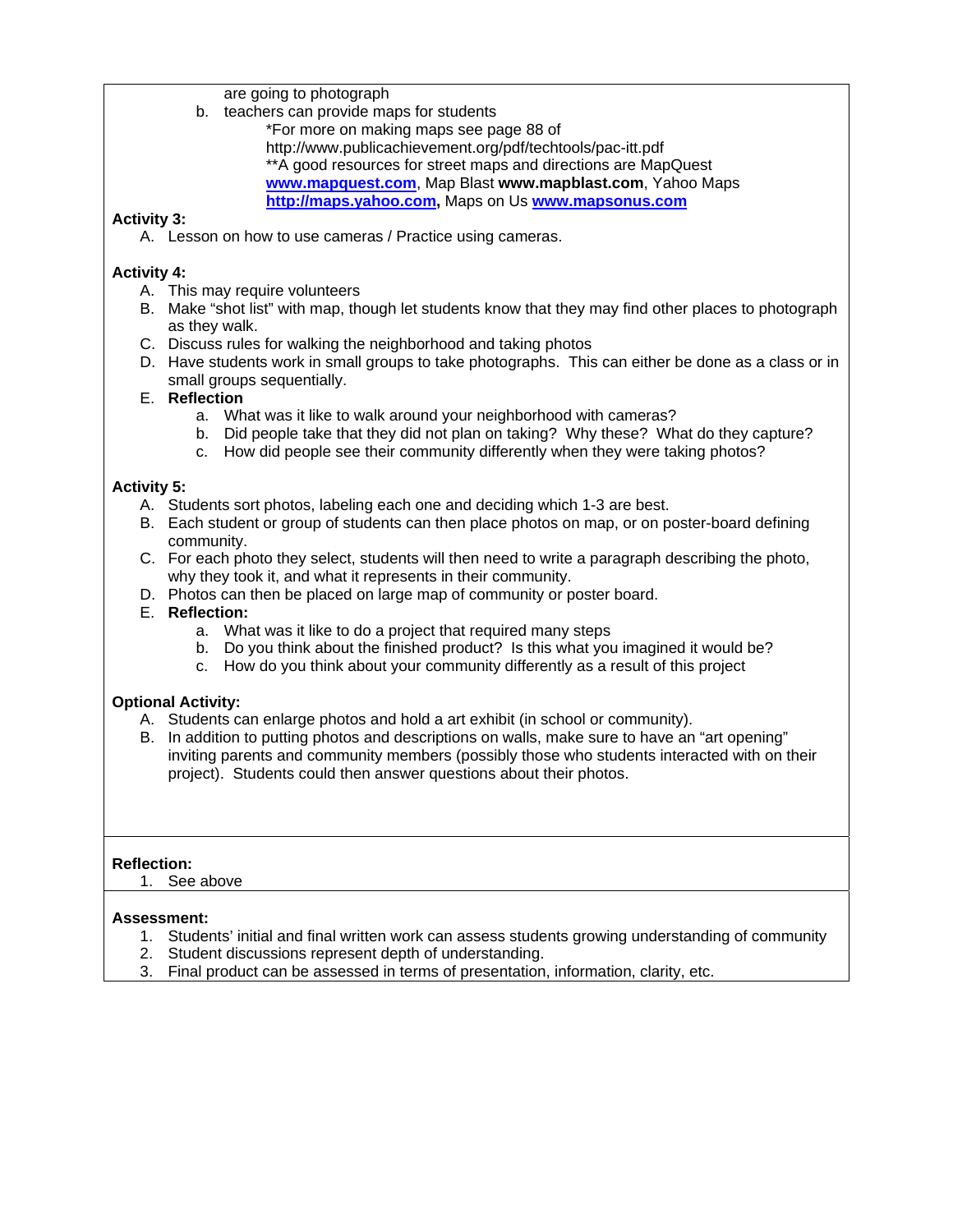are going to photograph

b. teachers can provide maps for students

*For more on making maps see page 88 of http://www.publicachievement.org/pdf/techtools/pac-itt.pdf

**A good resources for street maps and directions are MapQuest **www.mapquest.com**, Map Blast **www.mapblast.com**, Yahoo Maps **http://maps.yahoo.com,** Maps on Us **www.mapsonus.com**

**Activity 3:**

A. Lesson on how to use cameras / Practice using cameras.

**Activity 4:**

A. This may require volunteers
B. Make "shot list" with map, though let students know that they may find other places to photograph as they walk.
C. Discuss rules for walking the neighborhood and taking photos
D. Have students work in small groups to take photographs. This can either be done as a class or in small groups sequentially.
E. **Reflection**
   a. What was it like to walk around your neighborhood with cameras?
   b. Did people take that they did not plan on taking? Why these? What do they capture?
   c. How did people see their community differently when they were taking photos?

**Activity 5:**

A. Students sort photos, labeling each one and deciding which 1-3 are best.
B. Each student or group of students can then place photos on map, or on poster-board defining community.
C. For each photo they select, students will then need to write a paragraph describing the photo, why they took it, and what it represents in their community.
D. Photos can then be placed on large map of community or poster board.
E. **Reflection:**
   a. What was it like to do a project that required many steps
   b. Do you think about the finished product? Is this what you imagined it would be?
   c. How do you think about your community differently as a result of this project

**Optional Activity:**

A. Students can enlarge photos and hold a art exhibit (in school or community).
B. In addition to putting photos and descriptions on walls, make sure to have an "art opening" inviting parents and community members (possibly those who students interacted with on their project). Students could then answer questions about their photos.

**Reflection:**

1. See above

**Assessment:**

1. Students' initial and final written work can assess students growing understanding of community
2. Student discussions represent depth of understanding.
3. Final product can be assessed in terms of presentation, information, clarity, etc.